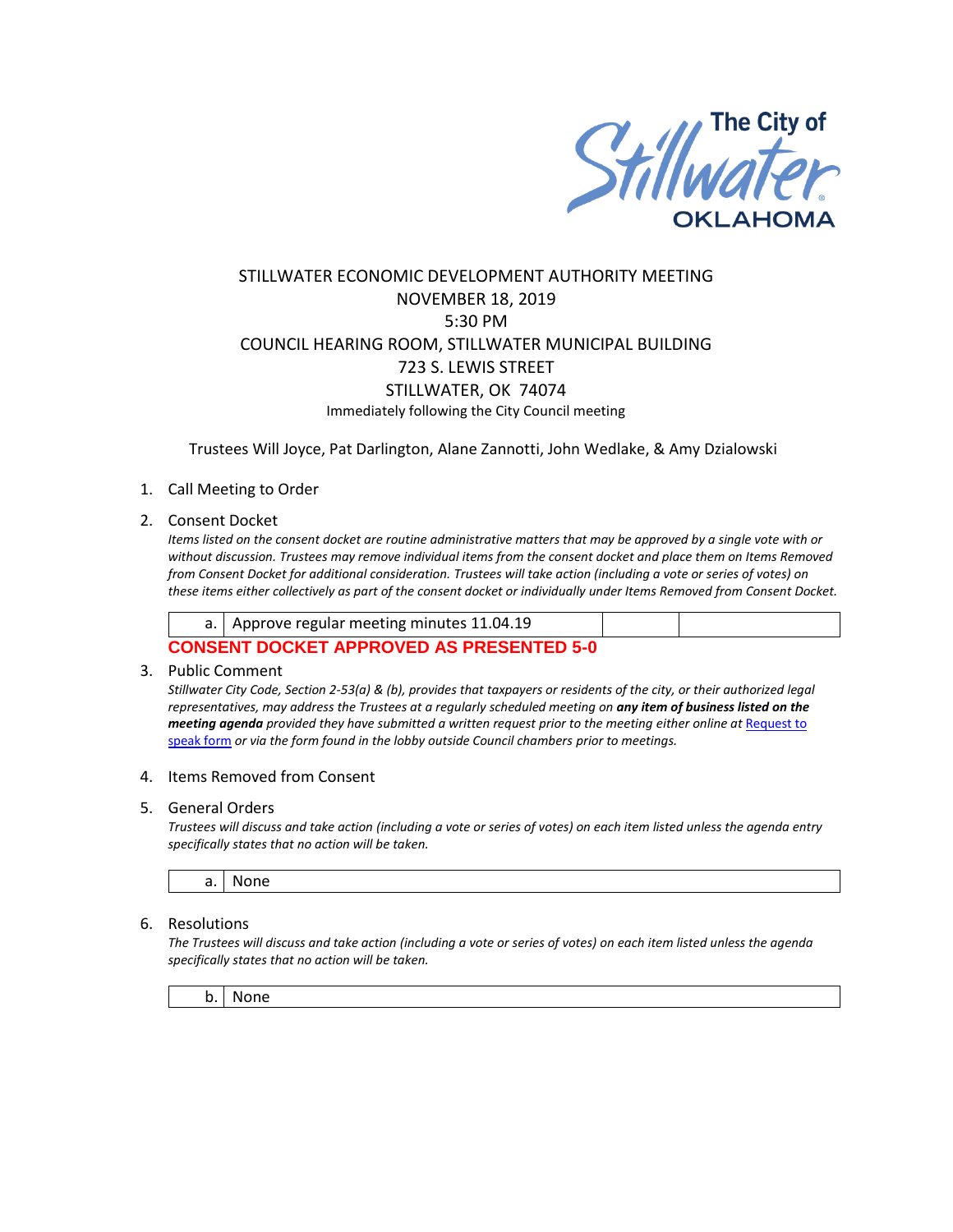The City of Stillwater OKLAHOMA

# STILLWATER ECONOMIC DEVELOPMENT AUTHORITY MEETING
## NOVEMBER 18, 2019
## 5:30 PM
## COUNCIL HEARING ROOM, STILLWATER MUNICIPAL BUILDING
## 723 S. LEWIS STREET
## STILLWATER, OK 74074

Immediately following the City Council meeting

Trustees Will Joyce, Pat Darlington, Alane Zannotti, John Wedlake, & Amy Dzialowski

1. Call Meeting to Order

2. Consent Docket

   *Items listed on the consent docket are routine administrative matters that may be approved by a single vote with or without discussion. Trustees may remove individual items from the consent docket and place them on Items Removed from Consent Docket for additional consideration. Trustees will take action (including a vote or series of votes) on these items either collectively as part of the consent docket or individually under Items Removed from Consent Docket.*

| a. | Approve regular meeting minutes 11.04.19 | | |
|---|---|---|---|

   **CONSENT DOCKET APPROVED AS PRESENTED 5-0**

3. Public Comment

   *Stillwater City Code, Section 2-53(a) & (b), provides that taxpayers or residents of the city, or their authorized legal representatives, may address the Trustees at a regularly scheduled meeting on* ***any item of business listed on the meeting agenda*** *provided they have submitted a written request prior to the meeting either online at* Request to speak form *or via the form found in the lobby outside Council chambers prior to meetings.*

4. Items Removed from Consent

5. General Orders

   *Trustees will discuss and take action (including a vote or series of votes) on each item listed unless the agenda entry specifically states that no action will be taken.*

| a. | None |
|---|---|

6. Resolutions

   *The Trustees will discuss and take action (including a vote or series of votes) on each item listed unless the agenda specifically states that no action will be taken.*

| b. | None |
|---|---|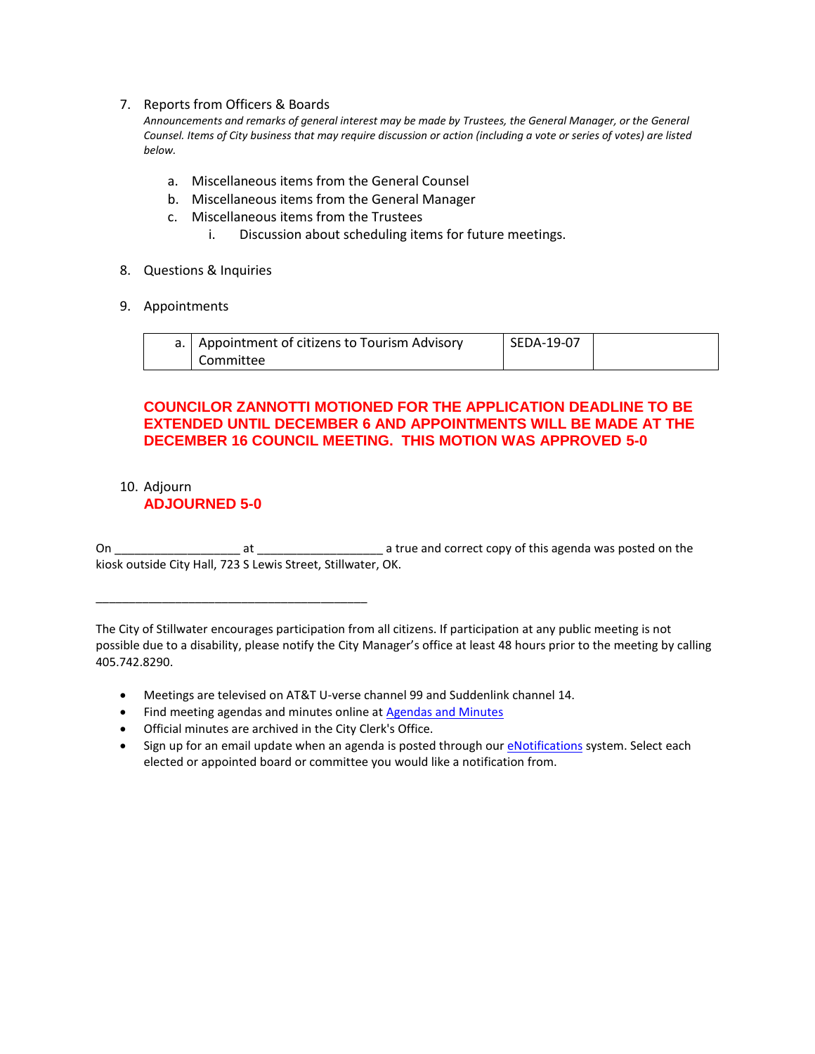7. Reports from Officers & Boards

   *Announcements and remarks of general interest may be made by Trustees, the General Manager, or the General Counsel. Items of City business that may require discussion or action (including a vote or series of votes) are listed below.*

   a. Miscellaneous items from the General Counsel
   b. Miscellaneous items from the General Manager
   c. Miscellaneous items from the Trustees
      i. Discussion about scheduling items for future meetings.

8. Questions & Inquiries

9. Appointments

| | | | |
|---|---|---|---|
| a. | Appointment of citizens to Tourism Advisory Committee | SEDA-19-07 | |

**COUNCILOR ZANNOTTI MOTIONED FOR THE APPLICATION DEADLINE TO BE EXTENDED UNTIL DECEMBER 6 AND APPOINTMENTS WILL BE MADE AT THE DECEMBER 16 COUNCIL MEETING. THIS MOTION WAS APPROVED 5-0**

10. Adjourn

    **ADJOURNED 5-0**

On ___________________ at ___________________ a true and correct copy of this agenda was posted on the kiosk outside City Hall, 723 S Lewis Street, Stillwater, OK.

_________________________________________

The City of Stillwater encourages participation from all citizens. If participation at any public meeting is not possible due to a disability, please notify the City Manager's office at least 48 hours prior to the meeting by calling 405.742.8290.

- Meetings are televised on AT&T U-verse channel 99 and Suddenlink channel 14.
- Find meeting agendas and minutes online at Agendas and Minutes
- Official minutes are archived in the City Clerk's Office.
- Sign up for an email update when an agenda is posted through our eNotifications system. Select each elected or appointed board or committee you would like a notification from.